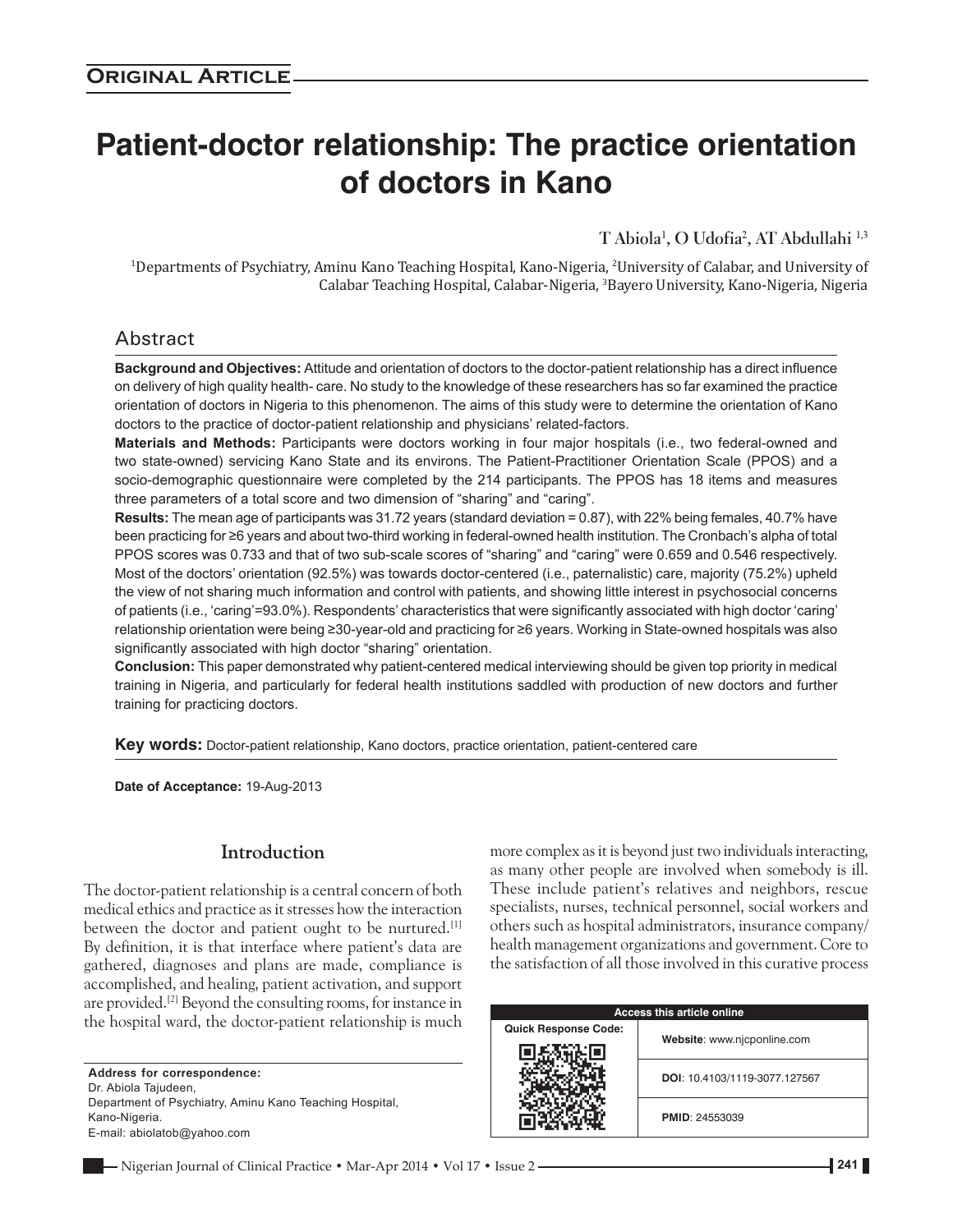**Original Article**

# Patient-doctor relationship: The practice orientation of doctors in Kano

T Abiola[1], O Udofia[2], AT Abdullahi [1,3]

[1]Departments of Psychiatry, Aminu Kano Teaching Hospital, Kano-Nigeria, [2]University of Calabar, and University of Calabar Teaching Hospital, Calabar-Nigeria, [3]Bayero University, Kano-Nigeria, Nigeria

## Abstract

**Background and Objectives:** Attitude and orientation of doctors to the doctor-patient relationship has a direct influence on delivery of high quality health- care. No study to the knowledge of these researchers has so far examined the practice orientation of doctors in Nigeria to this phenomenon. The aims of this study were to determine the orientation of Kano doctors to the practice of doctor-patient relationship and physicians' related-factors.

**Materials and Methods:** Participants were doctors working in four major hospitals (i.e., two federal-owned and two state-owned) servicing Kano State and its environs. The Patient-Practitioner Orientation Scale (PPOS) and a socio-demographic questionnaire were completed by the 214 participants. The PPOS has 18 items and measures three parameters of a total score and two dimension of "sharing" and "caring".

**Results:** The mean age of participants was 31.72 years (standard deviation = 0.87), with 22% being females, 40.7% have been practicing for ≥6 years and about two-third working in federal-owned health institution. The Cronbach's alpha of total PPOS scores was 0.733 and that of two sub-scale scores of "sharing" and "caring" were 0.659 and 0.546 respectively. Most of the doctors' orientation (92.5%) was towards doctor-centered (i.e., paternalistic) care, majority (75.2%) upheld the view of not sharing much information and control with patients, and showing little interest in psychosocial concerns of patients (i.e., 'caring'=93.0%). Respondents' characteristics that were significantly associated with high doctor 'caring' relationship orientation were being ≥30-year-old and practicing for ≥6 years. Working in State-owned hospitals was also significantly associated with high doctor "sharing" orientation.

**Conclusion:** This paper demonstrated why patient-centered medical interviewing should be given top priority in medical training in Nigeria, and particularly for federal health institutions saddled with production of new doctors and further training for practicing doctors.

**Key words:** Doctor-patient relationship, Kano doctors, practice orientation, patient-centered care

**Date of Acceptance:** 19-Aug-2013

## Introduction

The doctor-patient relationship is a central concern of both medical ethics and practice as it stresses how the interaction between the doctor and patient ought to be nurtured.[1] By definition, it is that interface where patient's data are gathered, diagnoses and plans are made, compliance is accomplished, and healing, patient activation, and support are provided.[2] Beyond the consulting rooms, for instance in the hospital ward, the doctor-patient relationship is much more complex as it is beyond just two individuals interacting, as many other people are involved when somebody is ill. These include patient's relatives and neighbors, rescue specialists, nurses, technical personnel, social workers and others such as hospital administrators, insurance company/ health management organizations and government. Core to the satisfaction of all those involved in this curative process

**Address for correspondence:**
Dr. Abiola Tajudeen,
Department of Psychiatry, Aminu Kano Teaching Hospital,
Kano-Nigeria.
E-mail: abiolatob@yahoo.com

| Access this article online | |
|---|---|
| Quick Response Code: | Website: www.njcponline.com |
| | DOI: 10.4103/1119-3077.127567 |
| | PMID: 24553039 |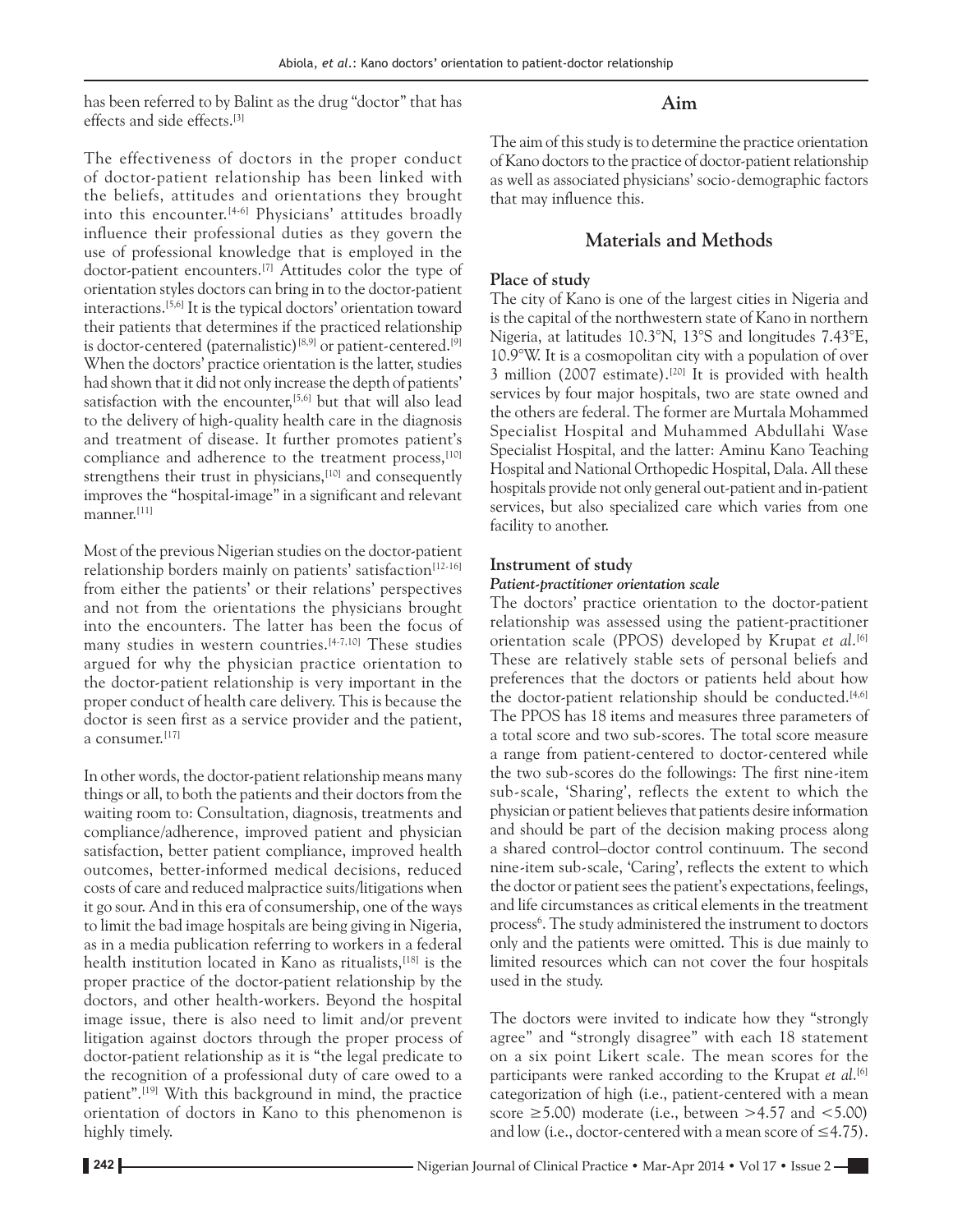has been referred to by Balint as the drug "doctor" that has effects and side effects.[3]

The effectiveness of doctors in the proper conduct of doctor-patient relationship has been linked with the beliefs, attitudes and orientations they brought into this encounter.[4-6] Physicians' attitudes broadly influence their professional duties as they govern the use of professional knowledge that is employed in the doctor-patient encounters.[7] Attitudes color the type of orientation styles doctors can bring in to the doctor-patient interactions.[5,6] It is the typical doctors' orientation toward their patients that determines if the practiced relationship is doctor-centered (paternalistic)[8,9] or patient-centered.[9] When the doctors' practice orientation is the latter, studies had shown that it did not only increase the depth of patients' satisfaction with the encounter,[5,6] but that will also lead to the delivery of high-quality health care in the diagnosis and treatment of disease. It further promotes patient's compliance and adherence to the treatment process,[10] strengthens their trust in physicians,[10] and consequently improves the "hospital-image" in a significant and relevant manner.[11]

Most of the previous Nigerian studies on the doctor-patient relationship borders mainly on patients' satisfaction[12-16] from either the patients' or their relations' perspectives and not from the orientations the physicians brought into the encounters. The latter has been the focus of many studies in western countries.[4-7,10] These studies argued for why the physician practice orientation to the doctor-patient relationship is very important in the proper conduct of health care delivery. This is because the doctor is seen first as a service provider and the patient, a consumer.[17]

In other words, the doctor-patient relationship means many things or all, to both the patients and their doctors from the waiting room to: Consultation, diagnosis, treatments and compliance/adherence, improved patient and physician satisfaction, better patient compliance, improved health outcomes, better-informed medical decisions, reduced costs of care and reduced malpractice suits/litigations when it go sour. And in this era of consumership, one of the ways to limit the bad image hospitals are being giving in Nigeria, as in a media publication referring to workers in a federal health institution located in Kano as ritualists,[18] is the proper practice of the doctor-patient relationship by the doctors, and other health-workers. Beyond the hospital image issue, there is also need to limit and/or prevent litigation against doctors through the proper process of doctor-patient relationship as it is "the legal predicate to the recognition of a professional duty of care owed to a patient".[19] With this background in mind, the practice orientation of doctors in Kano to this phenomenon is highly timely.

## Aim

The aim of this study is to determine the practice orientation of Kano doctors to the practice of doctor-patient relationship as well as associated physicians' socio-demographic factors that may influence this.

## Materials and Methods

### Place of study

The city of Kano is one of the largest cities in Nigeria and is the capital of the northwestern state of Kano in northern Nigeria, at latitudes 10.3°N, 13°S and longitudes 7.43°E, 10.9°W. It is a cosmopolitan city with a population of over 3 million (2007 estimate).[20] It is provided with health services by four major hospitals, two are state owned and the others are federal. The former are Murtala Mohammed Specialist Hospital and Muhammed Abdullahi Wase Specialist Hospital, and the latter: Aminu Kano Teaching Hospital and National Orthopedic Hospital, Dala. All these hospitals provide not only general out-patient and in-patient services, but also specialized care which varies from one facility to another.

### Instrument of study

#### *Patient-practitioner orientation scale*

The doctors' practice orientation to the doctor-patient relationship was assessed using the patient-practitioner orientation scale (PPOS) developed by Krupat *et al*.[6] These are relatively stable sets of personal beliefs and preferences that the doctors or patients held about how the doctor-patient relationship should be conducted.[4,6] The PPOS has 18 items and measures three parameters of a total score and two sub-scores. The total score measure a range from patient-centered to doctor-centered while the two sub-scores do the followings: The first nine-item sub-scale, 'Sharing', reflects the extent to which the physician or patient believes that patients desire information and should be part of the decision making process along a shared control–doctor control continuum. The second nine-item sub-scale, 'Caring', reflects the extent to which the doctor or patient sees the patient's expectations, feelings, and life circumstances as critical elements in the treatment process[6]. The study administered the instrument to doctors only and the patients were omitted. This is due mainly to limited resources which can not cover the four hospitals used in the study.

The doctors were invited to indicate how they "strongly agree" and "strongly disagree" with each 18 statement on a six point Likert scale. The mean scores for the participants were ranked according to the Krupat *et al*.[6] categorization of high (i.e., patient-centered with a mean score $\geq 5.00$) moderate (i.e., between $>4.57$ and $<5.00$) and low (i.e., doctor-centered with a mean score of $\leq 4.75$).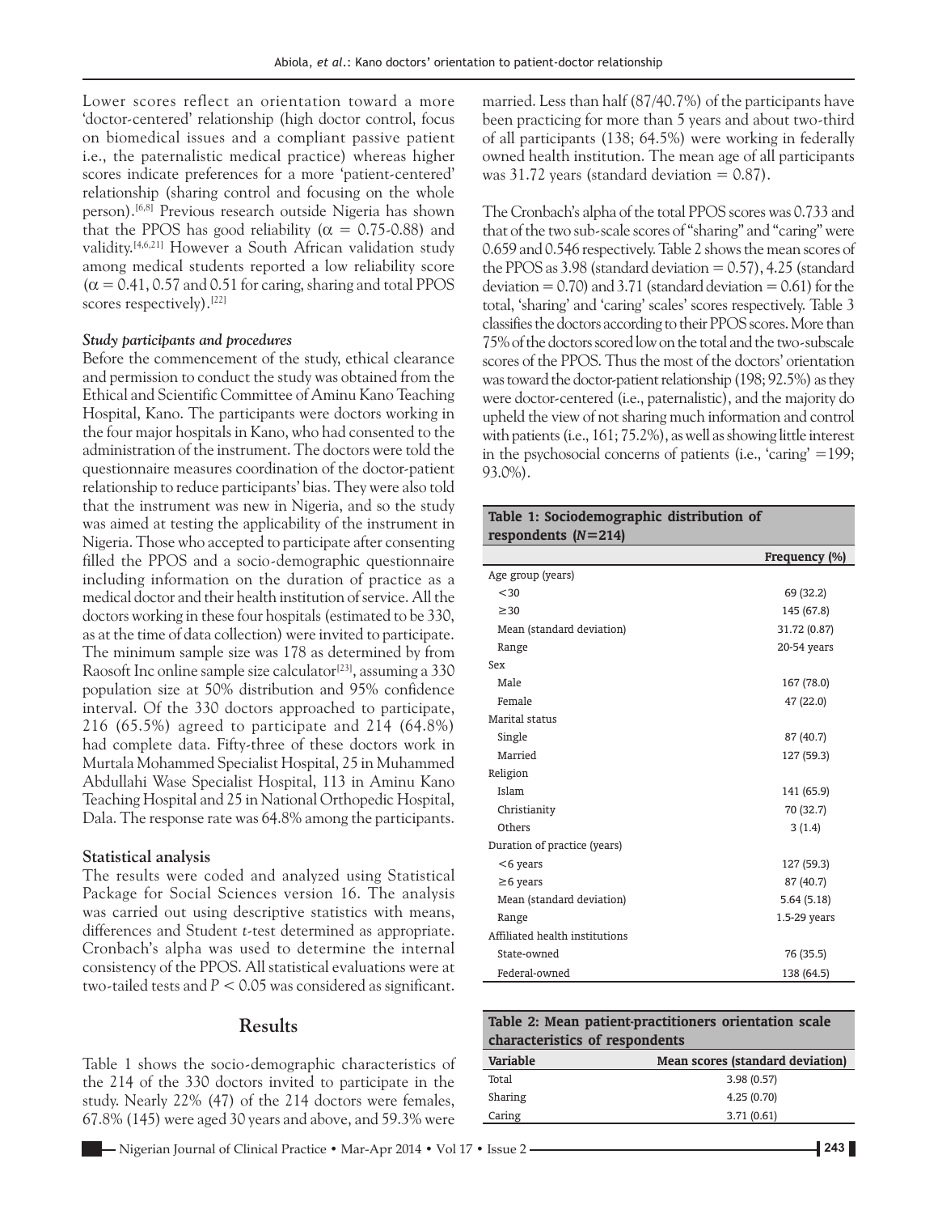Lower scores reflect an orientation toward a more 'doctor-centered' relationship (high doctor control, focus on biomedical issues and a compliant passive patient i.e., the paternalistic medical practice) whereas higher scores indicate preferences for a more 'patient-centered' relationship (sharing control and focusing on the whole person).[6,8] Previous research outside Nigeria has shown that the PPOS has good reliability ($\alpha$ = 0.75-0.88) and validity.[4,6,21] However a South African validation study among medical students reported a low reliability score ($\alpha$ = 0.41, 0.57 and 0.51 for caring, sharing and total PPOS scores respectively).[22]

### *Study participants and procedures*

Before the commencement of the study, ethical clearance and permission to conduct the study was obtained from the Ethical and Scientific Committee of Aminu Kano Teaching Hospital, Kano. The participants were doctors working in the four major hospitals in Kano, who had consented to the administration of the instrument. The doctors were told the questionnaire measures coordination of the doctor-patient relationship to reduce participants' bias. They were also told that the instrument was new in Nigeria, and so the study was aimed at testing the applicability of the instrument in Nigeria. Those who accepted to participate after consenting filled the PPOS and a socio-demographic questionnaire including information on the duration of practice as a medical doctor and their health institution of service. All the doctors working in these four hospitals (estimated to be 330, as at the time of data collection) were invited to participate. The minimum sample size was 178 as determined by from Raosoft Inc online sample size calculator[23], assuming a 330 population size at 50% distribution and 95% confidence interval. Of the 330 doctors approached to participate, 216 (65.5%) agreed to participate and 214 (64.8%) had complete data. Fifty-three of these doctors work in Murtala Mohammed Specialist Hospital, 25 in Muhammed Abdullahi Wase Specialist Hospital, 113 in Aminu Kano Teaching Hospital and 25 in National Orthopedic Hospital, Dala. The response rate was 64.8% among the participants.

### Statistical analysis

The results were coded and analyzed using Statistical Package for Social Sciences version 16. The analysis was carried out using descriptive statistics with means, differences and Student *t*-test determined as appropriate. Cronbach's alpha was used to determine the internal consistency of the PPOS. All statistical evaluations were at two-tailed tests and $P < 0.05$ was considered as significant.

## Results

Table 1 shows the socio-demographic characteristics of the 214 of the 330 doctors invited to participate in the study. Nearly 22% (47) of the 214 doctors were females, 67.8% (145) were aged 30 years and above, and 59.3% were married. Less than half (87/40.7%) of the participants have been practicing for more than 5 years and about two-third of all participants (138; 64.5%) were working in federally owned health institution. The mean age of all participants was 31.72 years (standard deviation = 0.87).

The Cronbach's alpha of the total PPOS scores was 0.733 and that of the two sub-scale scores of "sharing" and "caring" were 0.659 and 0.546 respectively. Table 2 shows the mean scores of the PPOS as 3.98 (standard deviation = 0.57), 4.25 (standard deviation = 0.70) and 3.71 (standard deviation = 0.61) for the total, 'sharing' and 'caring' scales' scores respectively. Table 3 classifies the doctors according to their PPOS scores. More than 75% of the doctors scored low on the total and the two-subscale scores of the PPOS. Thus the most of the doctors' orientation was toward the doctor-patient relationship (198; 92.5%) as they were doctor-centered (i.e., paternalistic), and the majority do upheld the view of not sharing much information and control with patients (i.e., 161; 75.2%), as well as showing little interest in the psychosocial concerns of patients (i.e., 'caring' =199; 93.0%).

**Table 1: Sociodemographic distribution of respondents ($N$=214)**

| | Frequency (%) |
|---|---|
| Age group (years) | |
| <30 | 69 (32.2) |
| ≥30 | 145 (67.8) |
| Mean (standard deviation) | 31.72 (0.87) |
| Range | 20-54 years |
| Sex | |
| Male | 167 (78.0) |
| Female | 47 (22.0) |
| Marital status | |
| Single | 87 (40.7) |
| Married | 127 (59.3) |
| Religion | |
| Islam | 141 (65.9) |
| Christianity | 70 (32.7) |
| Others | 3 (1.4) |
| Duration of practice (years) | |
| <6 years | 127 (59.3) |
| ≥6 years | 87 (40.7) |
| Mean (standard deviation) | 5.64 (5.18) |
| Range | 1.5-29 years |
| Affiliated health institutions | |
| State-owned | 76 (35.5) |
| Federal-owned | 138 (64.5) |

**Table 2: Mean patient-practitioners orientation scale characteristics of respondents**

| Variable | Mean scores (standard deviation) |
|---|---|
| Total | 3.98 (0.57) |
| Sharing | 4.25 (0.70) |
| Caring | 3.71 (0.61) |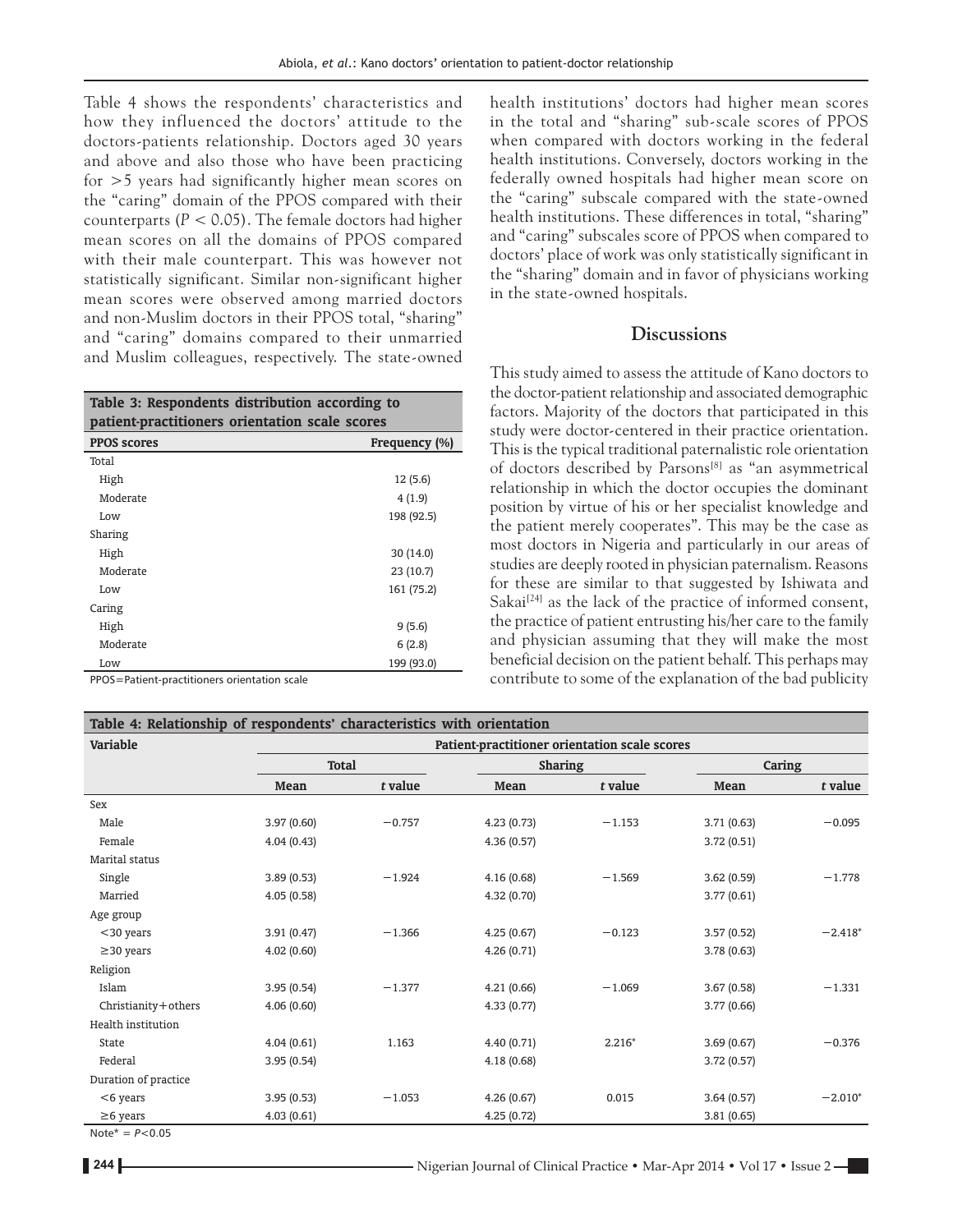Table 4 shows the respondents' characteristics and how they influenced the doctors' attitude to the doctors-patients relationship. Doctors aged 30 years and above and also those who have been practicing for >5 years had significantly higher mean scores on the "caring" domain of the PPOS compared with their counterparts ($P < 0.05$). The female doctors had higher mean scores on all the domains of PPOS compared with their male counterpart. This was however not statistically significant. Similar non-significant higher mean scores were observed among married doctors and non-Muslim doctors in their PPOS total, "sharing" and "caring" domains compared to their unmarried and Muslim colleagues, respectively. The state-owned health institutions' doctors had higher mean scores in the total and "sharing" sub-scale scores of PPOS when compared with doctors working in the federal health institutions. Conversely, doctors working in the federally owned hospitals had higher mean score on the "caring" subscale compared with the state-owned health institutions. These differences in total, "sharing" and "caring" subscales score of PPOS when compared to doctors' place of work was only statistically significant in the "sharing" domain and in favor of physicians working in the state-owned hospitals.

**Table 3: Respondents distribution according to patient-practitioners orientation scale scores**

| PPOS scores | Frequency (%) |
|---|---|
| Total | |
| High | 12 (5.6) |
| Moderate | 4 (1.9) |
| Low | 198 (92.5) |
| Sharing | |
| High | 30 (14.0) |
| Moderate | 23 (10.7) |
| Low | 161 (75.2) |
| Caring | |
| High | 9 (5.6) |
| Moderate | 6 (2.8) |
| Low | 199 (93.0) |

PPOS=Patient-practitioners orientation scale

## Discussions

This study aimed to assess the attitude of Kano doctors to the doctor-patient relationship and associated demographic factors. Majority of the doctors that participated in this study were doctor-centered in their practice orientation. This is the typical traditional paternalistic role orientation of doctors described by Parsons[8] as "an asymmetrical relationship in which the doctor occupies the dominant position by virtue of his or her specialist knowledge and the patient merely cooperates". This may be the case as most doctors in Nigeria and particularly in our areas of studies are deeply rooted in physician paternalism. Reasons for these are similar to that suggested by Ishiwata and Sakai[24] as the lack of the practice of informed consent, the practice of patient entrusting his/her care to the family and physician assuming that they will make the most beneficial decision on the patient behalf. This perhaps may contribute to some of the explanation of the bad publicity

**Table 4: Relationship of respondents' characteristics with orientation**

| Variable | Patient-practitioner orientation scale scores | | | | | |
|---|---|---|---|---|---|---|
| | Total | | Sharing | | Caring | |
| | Mean | *t* value | Mean | *t* value | Mean | *t* value |
| Sex | | | | | | |
| Male | 3.97 (0.60) | −0.757 | 4.23 (0.73) | −1.153 | 3.71 (0.63) | −0.095 |
| Female | 4.04 (0.43) | | 4.36 (0.57) | | 3.72 (0.51) | |
| Marital status | | | | | | |
| Single | 3.89 (0.53) | −1.924 | 4.16 (0.68) | −1.569 | 3.62 (0.59) | −1.778 |
| Married | 4.05 (0.58) | | 4.32 (0.70) | | 3.77 (0.61) | |
| Age group | | | | | | |
| <30 years | 3.91 (0.47) | −1.366 | 4.25 (0.67) | −0.123 | 3.57 (0.52) | −2.418* |
| ≥30 years | 4.02 (0.60) | | 4.26 (0.71) | | 3.78 (0.63) | |
| Religion | | | | | | |
| Islam | 3.95 (0.54) | −1.377 | 4.21 (0.66) | −1.069 | 3.67 (0.58) | −1.331 |
| Christianity+others | 4.06 (0.60) | | 4.33 (0.77) | | 3.77 (0.66) | |
| Health institution | | | | | | |
| State | 4.04 (0.61) | 1.163 | 4.40 (0.71) | 2.216* | 3.69 (0.67) | −0.376 |
| Federal | 3.95 (0.54) | | 4.18 (0.68) | | 3.72 (0.57) | |
| Duration of practice | | | | | | |
| <6 years | 3.95 (0.53) | −1.053 | 4.26 (0.67) | 0.015 | 3.64 (0.57) | −2.010* |
| ≥6 years | 4.03 (0.61) | | 4.25 (0.72) | | 3.81 (0.65) | |

Note* = $P<0.05$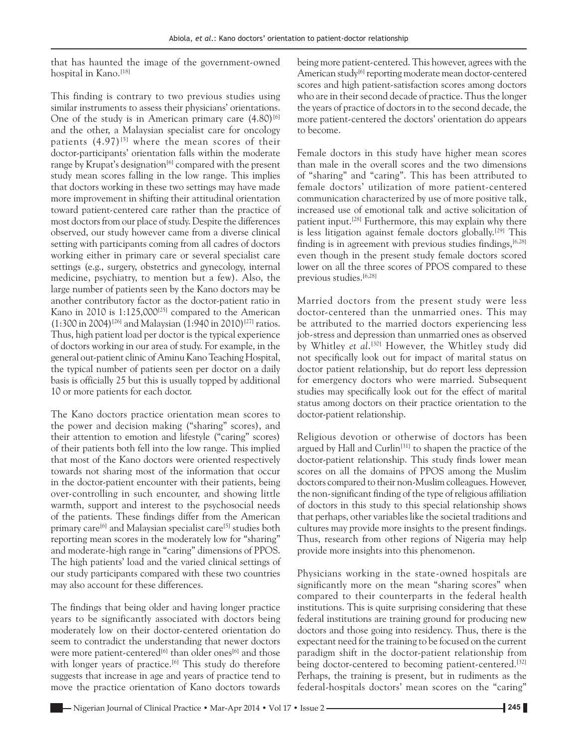that has haunted the image of the government-owned hospital in Kano.[18]

This finding is contrary to two previous studies using similar instruments to assess their physicians' orientations. One of the study is in American primary care (4.80)[6] and the other, a Malaysian specialist care for oncology patients (4.97)[5] where the mean scores of their doctor-participants' orientation falls within the moderate range by Krupat's designation[6] compared with the present study mean scores falling in the low range. This implies that doctors working in these two settings may have made more improvement in shifting their attitudinal orientation toward patient-centered care rather than the practice of most doctors from our place of study. Despite the differences observed, our study however came from a diverse clinical setting with participants coming from all cadres of doctors working either in primary care or several specialist care settings (e.g., surgery, obstetrics and gynecology, internal medicine, psychiatry, to mention but a few). Also, the large number of patients seen by the Kano doctors may be another contributory factor as the doctor-patient ratio in Kano in 2010 is 1:125,000[25] compared to the American (1:300 in 2004)[26] and Malaysian (1:940 in 2010)[27] ratios. Thus, high patient load per doctor is the typical experience of doctors working in our area of study. For example, in the general out-patient clinic of Aminu Kano Teaching Hospital, the typical number of patients seen per doctor on a daily basis is officially 25 but this is usually topped by additional 10 or more patients for each doctor.

The Kano doctors practice orientation mean scores to the power and decision making ("sharing" scores), and their attention to emotion and lifestyle ("caring" scores) of their patients both fell into the low range. This implied that most of the Kano doctors were oriented respectively towards not sharing most of the information that occur in the doctor-patient encounter with their patients, being over-controlling in such encounter, and showing little warmth, support and interest to the psychosocial needs of the patients. These findings differ from the American primary care[6] and Malaysian specialist care[5] studies both reporting mean scores in the moderately low for "sharing" and moderate-high range in "caring" dimensions of PPOS. The high patients' load and the varied clinical settings of our study participants compared with these two countries may also account for these differences.

The findings that being older and having longer practice years to be significantly associated with doctors being moderately low on their doctor-centered orientation do seem to contradict the understanding that newer doctors were more patient-centered[6] than older ones[6] and those with longer years of practice.[6] This study do therefore suggests that increase in age and years of practice tend to move the practice orientation of Kano doctors towards being more patient-centered. This however, agrees with the American study[6] reporting moderate mean doctor-centered scores and high patient-satisfaction scores among doctors who are in their second decade of practice. Thus the longer the years of practice of doctors in to the second decade, the more patient-centered the doctors' orientation do appears to become.

Female doctors in this study have higher mean scores than male in the overall scores and the two dimensions of "sharing" and "caring". This has been attributed to female doctors' utilization of more patient-centered communication characterized by use of more positive talk, increased use of emotional talk and active solicitation of patient input.[28] Furthermore, this may explain why there is less litigation against female doctors globally.[29] This finding is in agreement with previous studies findings,[6,28] even though in the present study female doctors scored lower on all the three scores of PPOS compared to these previous studies.[6,28]

Married doctors from the present study were less doctor-centered than the unmarried ones. This may be attributed to the married doctors experiencing less job-stress and depression than unmarried ones as observed by Whitley *et al*.[30] However, the Whitley study did not specifically look out for impact of marital status on doctor patient relationship, but do report less depression for emergency doctors who were married. Subsequent studies may specifically look out for the effect of marital status among doctors on their practice orientation to the doctor-patient relationship.

Religious devotion or otherwise of doctors has been argued by Hall and Curlin[31] to shapen the practice of the doctor-patient relationship. This study finds lower mean scores on all the domains of PPOS among the Muslim doctors compared to their non-Muslim colleagues. However, the non-significant finding of the type of religious affiliation of doctors in this study to this special relationship shows that perhaps, other variables like the societal traditions and cultures may provide more insights to the present findings. Thus, research from other regions of Nigeria may help provide more insights into this phenomenon.

Physicians working in the state-owned hospitals are significantly more on the mean "sharing scores" when compared to their counterparts in the federal health institutions. This is quite surprising considering that these federal institutions are training ground for producing new doctors and those going into residency. Thus, there is the expectant need for the training to be focused on the current paradigm shift in the doctor-patient relationship from being doctor-centered to becoming patient-centered.[32] Perhaps, the training is present, but in rudiments as the federal-hospitals doctors' mean scores on the "caring"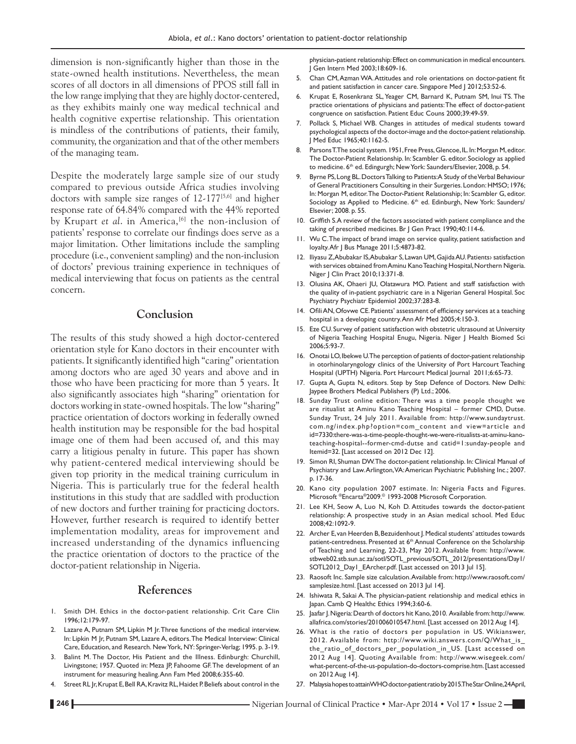dimension is non-significantly higher than those in the state-owned health institutions. Nevertheless, the mean scores of all doctors in all dimensions of PPOS still fall in the low range implying that they are highly doctor-centered, as they exhibits mainly one way medical technical and health cognitive expertise relationship. This orientation is mindless of the contributions of patients, their family, community, the organization and that of the other members of the managing team.

Despite the moderately large sample size of our study compared to previous outside Africa studies involving doctors with sample size ranges of 12-177[5,6] and higher response rate of 64.84% compared with the 44% reported by Krupart *et al*. in America,[6] the non-inclusion of patients' response to correlate our findings does serve as a major limitation. Other limitations include the sampling procedure (i.e., convenient sampling) and the non-inclusion of doctors' previous training experience in techniques of medical interviewing that focus on patients as the central concern.

## Conclusion

The results of this study showed a high doctor-centered orientation style for Kano doctors in their encounter with patients. It significantly identified high "caring" orientation among doctors who are aged 30 years and above and in those who have been practicing for more than 5 years. It also significantly associates high "sharing" orientation for doctors working in state-owned hospitals. The low "sharing" practice orientation of doctors working in federally owned health institution may be responsible for the bad hospital image one of them had been accused of, and this may carry a litigious penalty in future. This paper has shown why patient-centered medical interviewing should be given top priority in the medical training curriculum in Nigeria. This is particularly true for the federal health institutions in this study that are saddled with production of new doctors and further training for practicing doctors. However, further research is required to identify better implementation modality, areas for improvement and increased understanding of the dynamics influencing the practice orientation of doctors to the practice of the doctor-patient relationship in Nigeria.

## References

1. Smith DH. Ethics in the doctor-patient relationship. Crit Care Clin 1996;12:179-97.
2. Lazare A, Putnam SM, Lipkin M Jr. Three functions of the medical interview. In: Lipkin M Jr, Putnam SM, Lazare A, editors. The Medical Interview: Clinical Care, Education, and Research. New York, NY: Springer-Verlag; 1995. p. 3-19.
3. Balint M. The Doctor, His Patient and the Illness. Edinburgh: Churchill, Livingstone; 1957. Quoted in: Meza JP, Fahoome GF. The development of an instrument for measuring healing. Ann Fam Med 2008;6:355-60.
4. Street RL Jr, Krupat E, Bell RA, Kravitz RL, Haidet P. Beliefs about control in the physician-patient relationship: Effect on communication in medical encounters. J Gen Intern Med 2003;18:609-16.
5. Chan CM, Azman WA. Attitudes and role orientations on doctor-patient fit and patient satisfaction in cancer care. Singapore Med J 2012;53:52-6.
6. Krupat E, Rosenkranz SL, Yeager CM, Barnard K, Putnam SM, Inui TS. The practice orientations of physicians and patients: The effect of doctor-patient congruence on satisfaction. Patient Educ Couns 2000;39:49-59.
7. Pollack S, Michael WB. Changes in attitudes of medical students toward psychological aspects of the doctor-image and the doctor-patient relationship. J Med Educ 1965;40:1162-5.
8. Parsons T. The social system. 1951, Free Press, Glencoe, IL. In: Morgan M, editor. The Doctor-Patient Relationship. In: Scambler G. editor. Sociology as applied to medicine. 6th ed. Edingurgh; New York: Saunders/Elsevier, 2008, p. 54.
9. Byrne PS, Long BL. Doctors Talking to Patients: A Study of the Verbal Behaviour of General Practitioners Consulting in their Surgeries. London: HMSO; 1976; In: Morgan M, editor. The Doctor-Patient Relationship; In: Scambler G, editor. Sociology as Applied to Medicine. 6th ed. Edinburgh, New York: Saunders/ Elsevier; 2008. p. 55.
10. Griffith S. A review of the factors associated with patient compliance and the taking of prescribed medicines. Br J Gen Pract 1990;40:114-6.
11. Wu C. The impact of brand image on service quality, patient satisfaction and loyalty. Afr J Bus Manage 2011;5:4873-82.
12. Iliyasu Z, Abubakar IS, Abubakar S, Lawan UM, Gajida AU. Patients› satisfaction with services obtained from Aminu Kano Teaching Hospital, Northern Nigeria. Niger J Clin Pract 2010;13:371-8.
13. Olusina AK, Ohaeri JU, Olatawura MO. Patient and staff satisfaction with the quality of in-patient psychiatric care in a Nigerian General Hospital. Soc Psychiatry Psychiatr Epidemiol 2002;37:283-8.
14. Ofili AN, Ofovwe CE. Patients' assessment of efficiency services at a teaching hospital in a developing country. Ann Afr Med 2005;4:150-3.
15. Eze CU. Survey of patient satisfaction with obstetric ultrasound at University of Nigeria Teaching Hospital Enugu, Nigeria. Niger J Health Biomed Sci 2006;5:93-7.
16. Onotai LO, Ibekwe U. The perception of patients of doctor-patient relationship in otorhinolaryngology clinics of the University of Port Harcourt Teaching Hospital (UPTH) Nigeria. Port Harcourt Medical Journal 2011;6:65-73.
17. Gupta A, Gupta N, editors. Step by Step Defence of Doctors. New Delhi: Jaypee Brothers Medical Publishers (P) Ltd.; 2006.
18. Sunday Trust online edition: There was a time people thought we are ritualist at Aminu Kano Teaching Hospital – former CMD, Dutse. Sunday Trust, 24 July 2011. Available from: http://www.sundaytrust.com.ng/index.php?option=com_content and view=article and id=7330:there-was-a-time-people-thought-we-were-ritualists-at-aminu-kano-teaching-hospital--former-cmd-dutse and catid=1:sunday-people and Itemid=32. [Last accessed on 2012 Dec 12].
19. Simon RI, Shuman DW. The doctor-patient relationship. In: Clinical Manual of Psychiatry and Law. Arlington, VA: American Psychiatric Publishing Inc.; 2007. p. 17-36.
20. Kano city population 2007 estimate. In: Nigeria Facts and Figures. Microsoft ®Encarta®2009.© 1993-2008 Microsoft Corporation.
21. Lee KH, Seow A, Luo N, Koh D. Attitudes towards the doctor-patient relationship: A prospective study in an Asian medical school. Med Educ 2008;42:1092-9.
22. Archer E, van Heerden B, Bezuidenhout J. Medical students' attitudes towards patient-centredness. Presented at 6th Annual Conference on the Scholarship of Teaching and Learning, 22-23, May 2012. Available from: http://www.stbweb02.stb.sun.ac.za/sotl/SOTL_previous/SOTL_2012/presentations/Day1/SOTL2012_Day1_EArcher.pdf. [Last accessed on 2013 Jul 15].
23. Raosoft Inc. Sample size calculation. Available from: http://www.raosoft.com/samplesize.html. [Last accessed on 2013 Jul 14].
24. Ishiwata R, Sakai A. The physician-patient relationship and medical ethics in Japan. Camb Q Healthc Ethics 1994;3:60-6.
25. Jaafar J. Nigeria: Dearth of doctors hit Kano, 2010. Available from: http://www.allafrica.com/stories/201006010547.html. [Last accessed on 2012 Aug 14].
26. What is the ratio of doctors per population in US. Wikianswer, 2012. Available from: http://www.wiki.answers.com/Q/What_is_the_ratio_of_doctors_per_population_in_US. [Last accessed on 2012 Aug 14]. Quoting Available from: http://www.wisegeek.com/what-percent-of-the-us-population-do-doctors-comprise.htm. [Last accessed on 2012 Aug 14].
27. Malaysia hopes to attain WHO doctor-patient ratio by 2015. The Star Online, 24 April,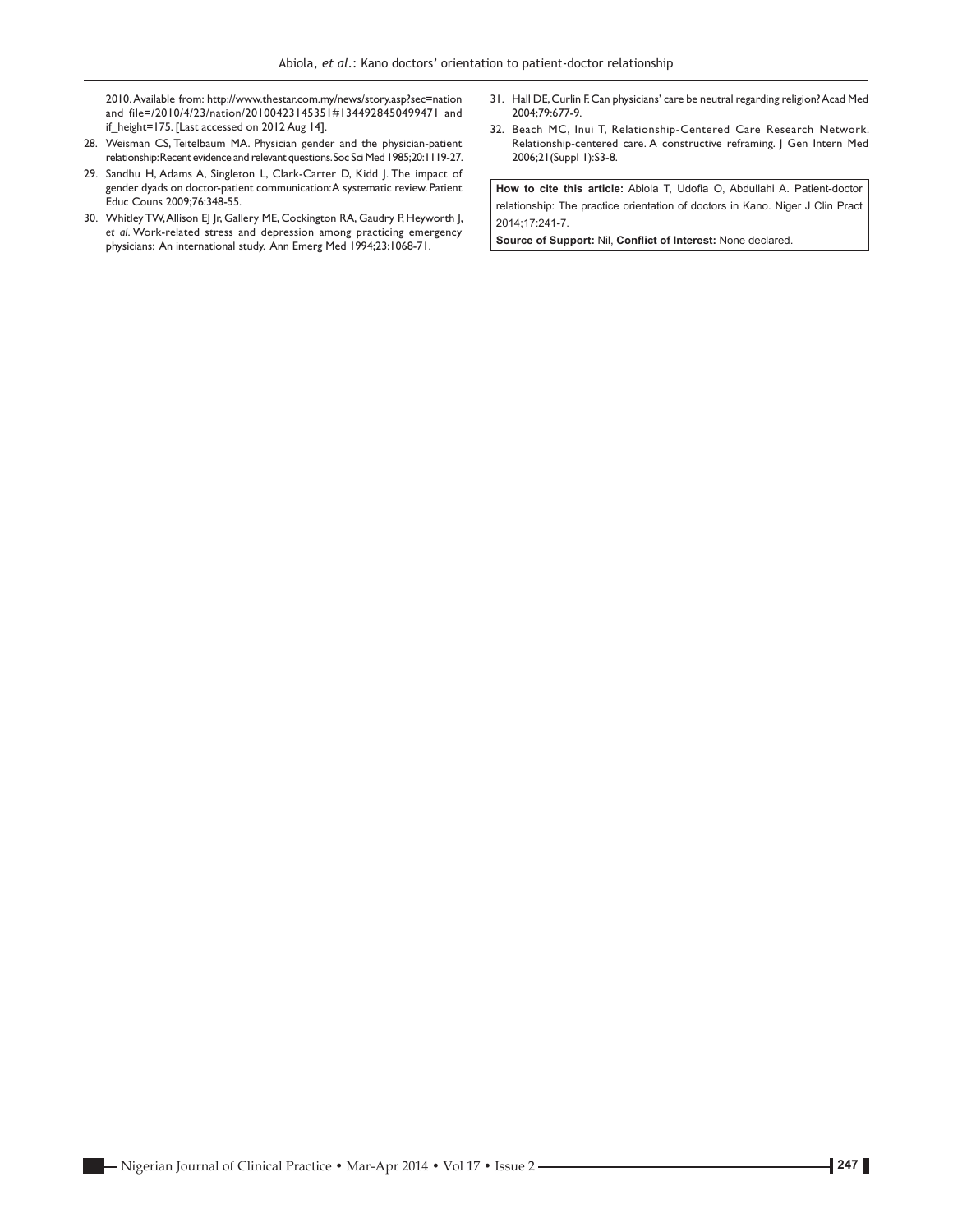2010. Available from: http://www.thestar.com.my/news/story.asp?sec=nation and file=/2010/4/23/nation/20100423145351#1344928450499471 and if_height=175. [Last accessed on 2012 Aug 14].

28. Weisman CS, Teitelbaum MA. Physician gender and the physician-patient relationship: Recent evidence and relevant questions. Soc Sci Med 1985;20:1119-27.
29. Sandhu H, Adams A, Singleton L, Clark-Carter D, Kidd J. The impact of gender dyads on doctor-patient communication: A systematic review. Patient Educ Couns 2009;76:348-55.
30. Whitley TW, Allison EJ Jr, Gallery ME, Cockington RA, Gaudry P, Heyworth J, *et al*. Work-related stress and depression among practicing emergency physicians: An international study. Ann Emerg Med 1994;23:1068-71.
31. Hall DE, Curlin F. Can physicians' care be neutral regarding religion? Acad Med 2004;79:677-9.
32. Beach MC, Inui T, Relationship-Centered Care Research Network. Relationship-centered care. A constructive reframing. J Gen Intern Med 2006;21(Suppl 1):S3-8.

**How to cite this article:** Abiola T, Udofia O, Abdullahi A. Patient-doctor relationship: The practice orientation of doctors in Kano. Niger J Clin Pract 2014;17:241-7.

**Source of Support:** Nil, **Conflict of Interest:** None declared.